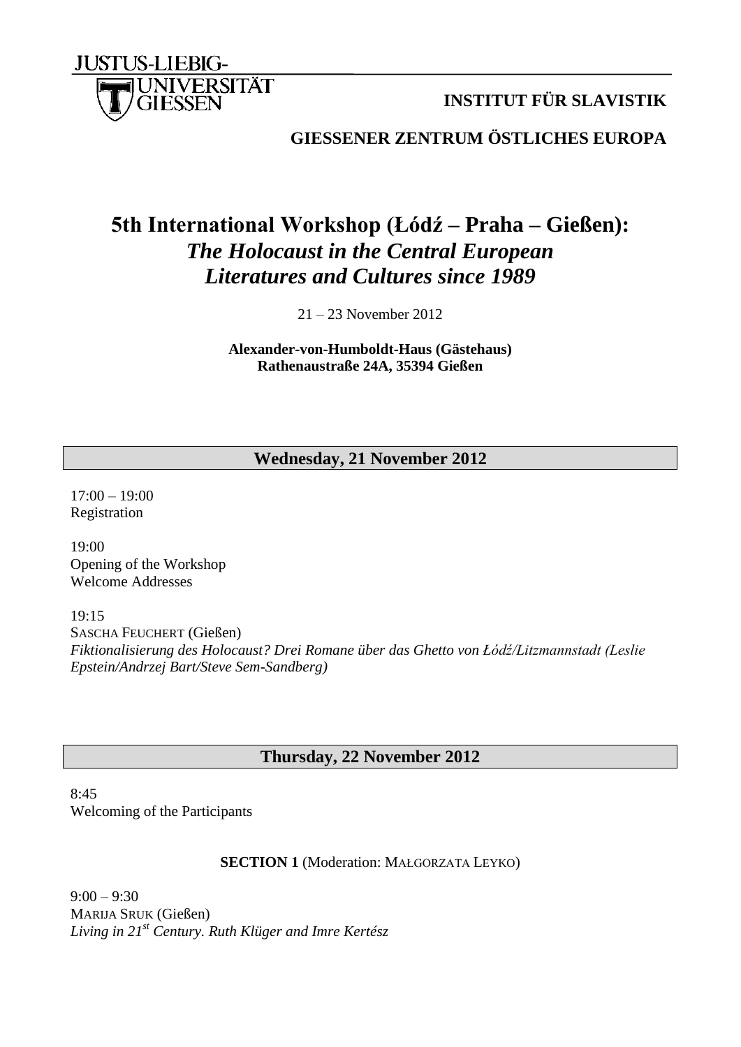JUSTUS-LIEBIG-UNIVERSITÄT GIESSEN

**INSTITUT FÜR SLAVISTIK**

**GIESSENER ZENTRUM ÖSTLICHES EUROPA**

# 5th International Workshop (Łódź – Praha – Gießen): *The Holocaust in the Central European Literatures and Cultures since 1989*

21 – 23 November 2012

**Alexander-von-Humboldt-Haus (Gästehaus)**
**Rathenaustraße 24A, 35394 Gießen**

## Wednesday, 21 November 2012

17:00 – 19:00
Registration

19:00
Opening of the Workshop
Welcome Addresses

19:15
SASCHA FEUCHERT (Gießen)
*Fiktionalisierung des Holocaust? Drei Romane über das Ghetto von Łódź/Litzmannstadt (Leslie Epstein/Andrzej Bart/Steve Sem-Sandberg)*

## Thursday, 22 November 2012

8:45
Welcoming of the Participants

**SECTION 1** (Moderation: MAŁGORZATA LEYKO)

9:00 – 9:30
MARIJA SRUK (Gießen)
*Living in 21st Century. Ruth Klüger and Imre Kertész*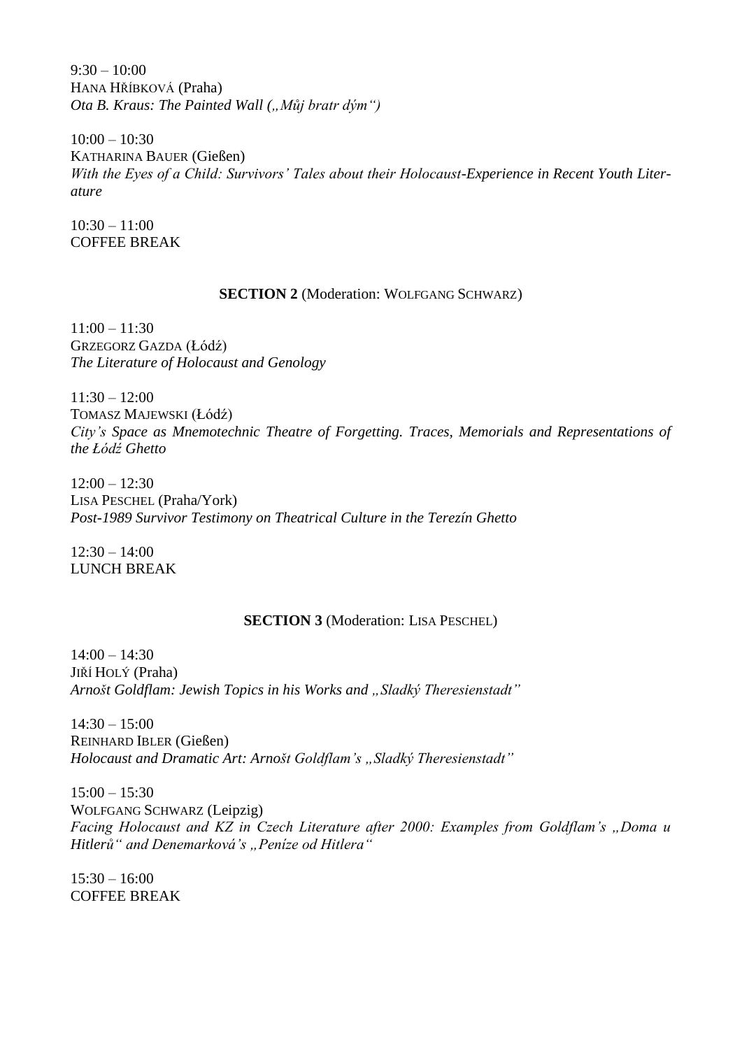9:30 – 10:00
HANA HŘÍBKOVÁ (Praha)
*Ota B. Kraus: The Painted Wall („Můj bratr dým")*

10:00 – 10:30
KATHARINA BAUER (Gießen)
*With the Eyes of a Child: Survivors' Tales about their Holocaust-Experience in Recent Youth Literature*

10:30 – 11:00
COFFEE BREAK

**SECTION 2** (Moderation: WOLFGANG SCHWARZ)

11:00 – 11:30
GRZEGORZ GAZDA (Łódź)
*The Literature of Holocaust and Genology*

11:30 – 12:00
TOMASZ MAJEWSKI (Łódź)
*City's Space as Mnemotechnic Theatre of Forgetting. Traces, Memorials and Representations of the Łódź Ghetto*

12:00 – 12:30
LISA PESCHEL (Praha/York)
*Post-1989 Survivor Testimony on Theatrical Culture in the Terezín Ghetto*

12:30 – 14:00
LUNCH BREAK

**SECTION 3** (Moderation: LISA PESCHEL)

14:00 – 14:30
JIŘÍ HOLÝ (Praha)
*Arnošt Goldflam: Jewish Topics in his Works and „Sladký Theresienstadt"*

14:30 – 15:00
REINHARD IBLER (Gießen)
*Holocaust and Dramatic Art: Arnošt Goldflam's „Sladký Theresienstadt"*

15:00 – 15:30
WOLFGANG SCHWARZ (Leipzig)
*Facing Holocaust and KZ in Czech Literature after 2000: Examples from Goldflam's „Doma u Hitlerů" and Denemarková's „Peníze od Hitlera"*

15:30 – 16:00
COFFEE BREAK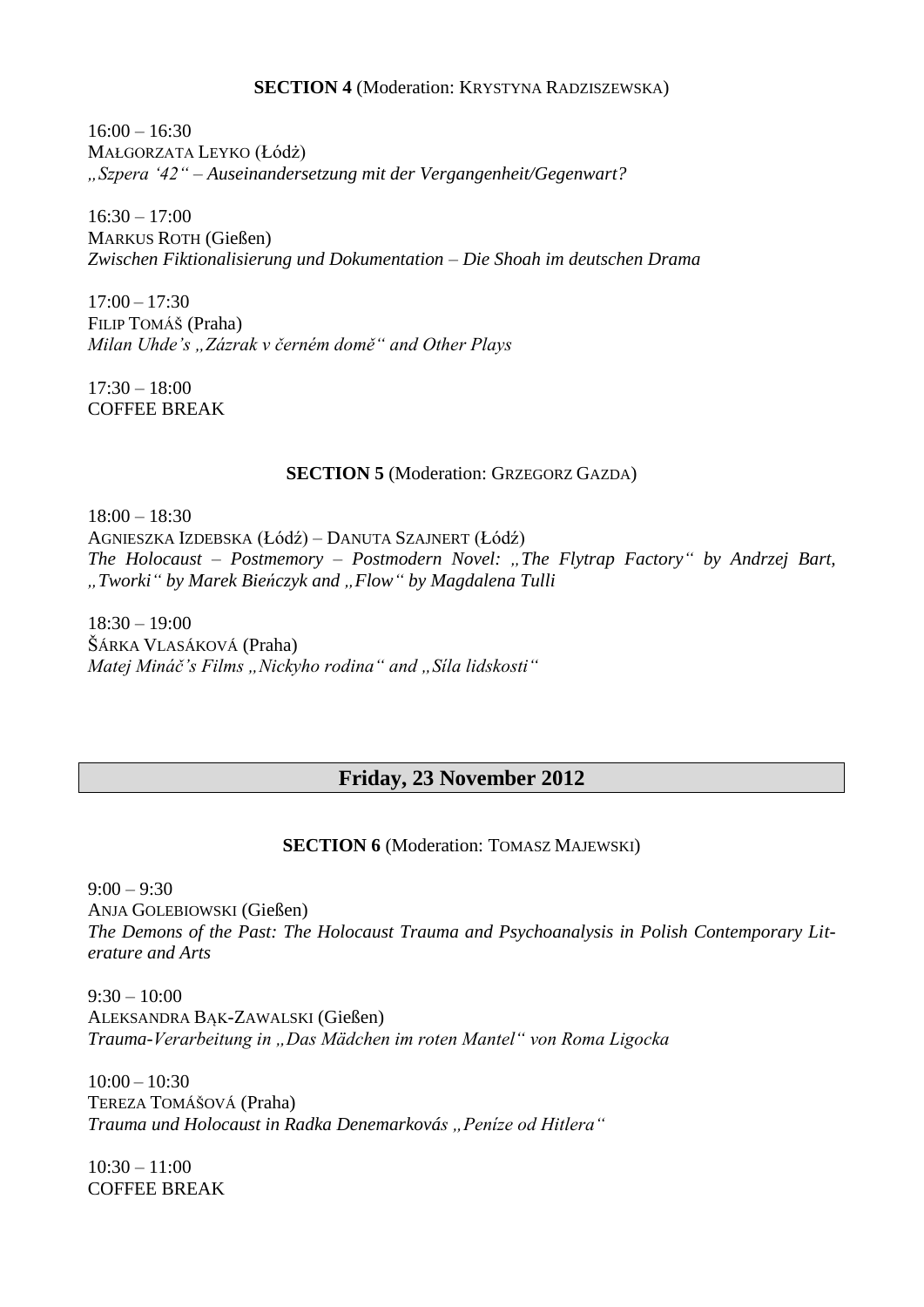**SECTION 4** (Moderation: KRYSTYNA RADZISZEWSKA)

16:00 – 16:30
MAŁGORZATA LEYKO (Łódż)
*„Szpera '42" – Auseinandersetzung mit der Vergangenheit/Gegenwart?*

16:30 – 17:00
MARKUS ROTH (Gießen)
*Zwischen Fiktionalisierung und Dokumentation – Die Shoah im deutschen Drama*

17:00 – 17:30
FILIP TOMÁŠ (Praha)
*Milan Uhde's „Zázrak v černém domě" and Other Plays*

17:30 – 18:00
COFFEE BREAK

**SECTION 5** (Moderation: GRZEGORZ GAZDA)

18:00 – 18:30
AGNIESZKA IZDEBSKA (Łódź) – DANUTA SZAJNERT (Łódź)
*The Holocaust – Postmemory – Postmodern Novel: „The Flytrap Factory" by Andrzej Bart, „Tworki" by Marek Bieńczyk and „Flow" by Magdalena Tulli*

18:30 – 19:00
ŠÁRKA VLASÁKOVÁ (Praha)
*Matej Mináč's Films „Nickyho rodina" and „Síla lidskosti"*

## Friday, 23 November 2012

**SECTION 6** (Moderation: TOMASZ MAJEWSKI)

9:00 – 9:30
ANJA GOLEBIOWSKI (Gießen)
*The Demons of the Past: The Holocaust Trauma and Psychoanalysis in Polish Contemporary Literature and Arts*

9:30 – 10:00
ALEKSANDRA BĄK-ZAWALSKI (Gießen)
*Trauma-Verarbeitung in „Das Mädchen im roten Mantel" von Roma Ligocka*

10:00 – 10:30
TEREZA TOMÁŠOVÁ (Praha)
*Trauma und Holocaust in Radka Denemarkovás „Peníze od Hitlera"*

10:30 – 11:00
COFFEE BREAK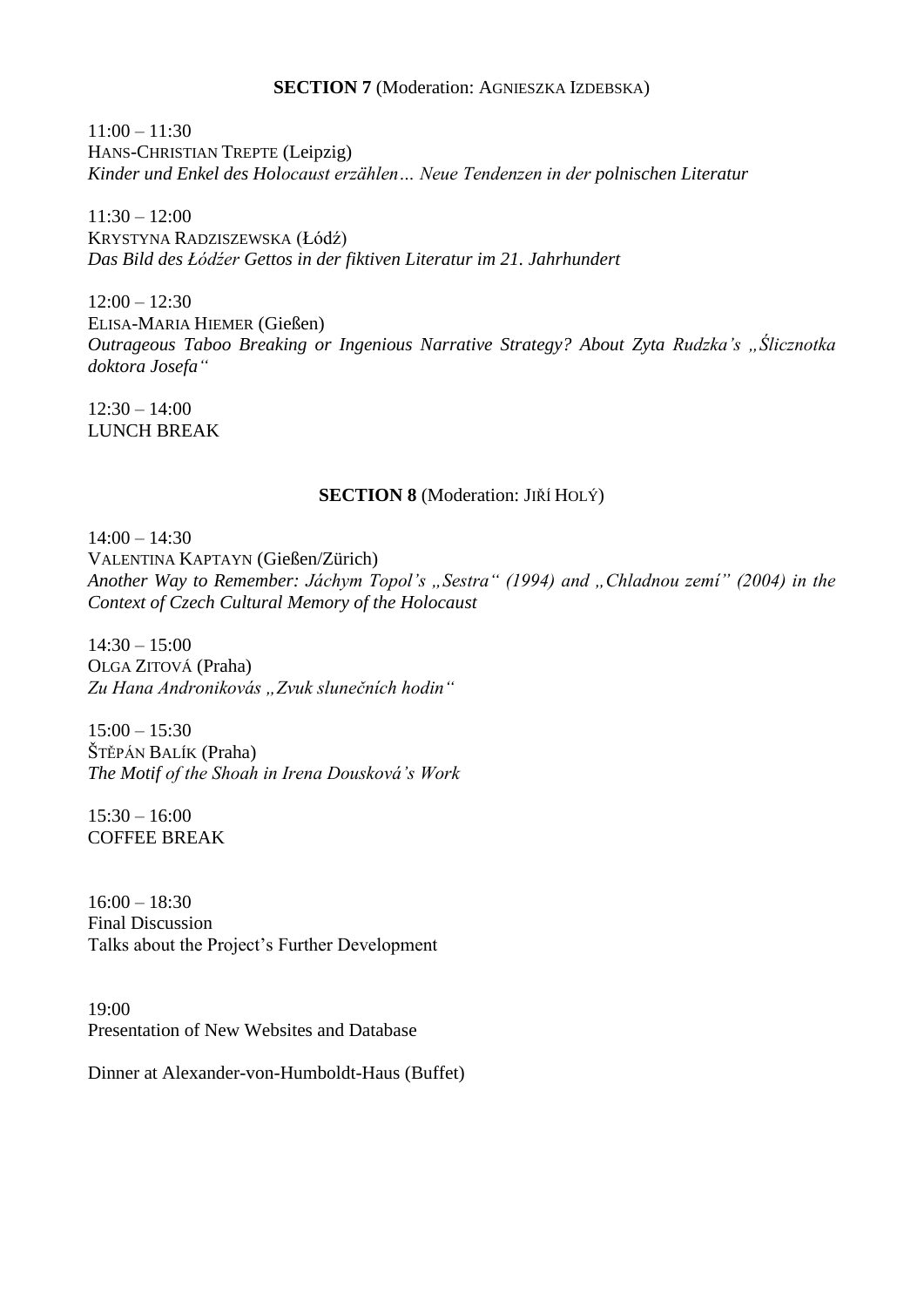**SECTION 7** (Moderation: Agnieszka Izdebska)

11:00 – 11:30
Hans-Christian Trepte (Leipzig)
*Kinder und Enkel des Holocaust erzählen… Neue Tendenzen in der polnischen Literatur*

11:30 – 12:00
Krystyna Radziszewska (Łódź)
*Das Bild des Łódźer Gettos in der fiktiven Literatur im 21. Jahrhundert*

12:00 – 12:30
Elisa-Maria Hiemer (Gießen)
*Outrageous Taboo Breaking or Ingenious Narrative Strategy? About Zyta Rudzka's „Ślicznotka doktora Josefa"*

12:30 – 14:00
LUNCH BREAK

**SECTION 8** (Moderation: Jiří Holý)

14:00 – 14:30
Valentina Kaptayn (Gießen/Zürich)
*Another Way to Remember: Jáchym Topol's „Sestra" (1994) and „Chladnou zemí" (2004) in the Context of Czech Cultural Memory of the Holocaust*

14:30 – 15:00
Olga Zitová (Praha)
*Zu Hana Andronikovás „Zvuk slunečních hodin"*

15:00 – 15:30
Štěpán Balík (Praha)
*The Motif of the Shoah in Irena Dousková's Work*

15:30 – 16:00
COFFEE BREAK

16:00 – 18:30
Final Discussion
Talks about the Project's Further Development

19:00
Presentation of New Websites and Database

Dinner at Alexander-von-Humboldt-Haus (Buffet)